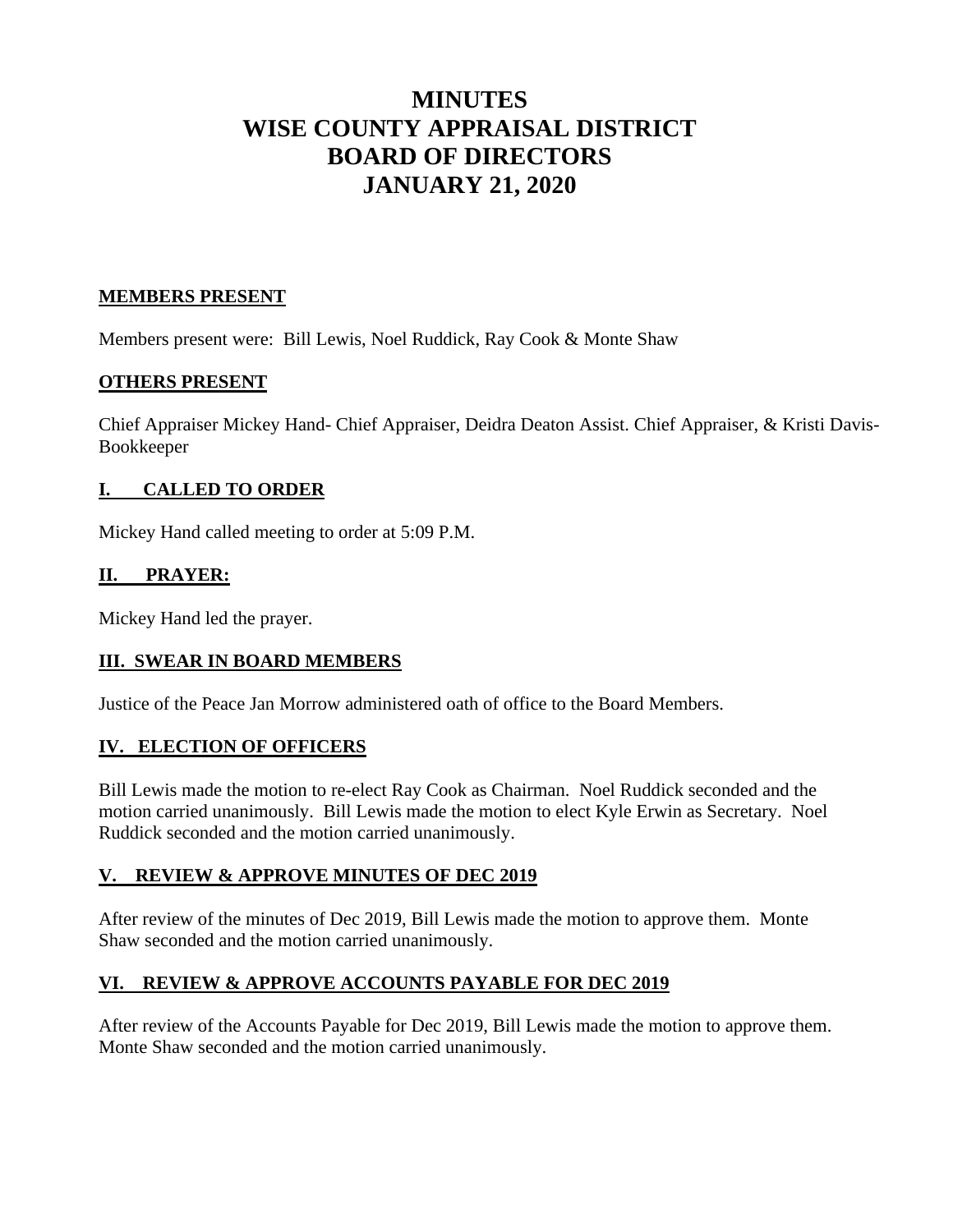# MINUTES
# WISE COUNTY APPRAISAL DISTRICT
# BOARD OF DIRECTORS
# JANUARY 21, 2020

## MEMBERS PRESENT

Members present were: Bill Lewis, Noel Ruddick, Ray Cook & Monte Shaw

## OTHERS PRESENT

Chief Appraiser Mickey Hand- Chief Appraiser, Deidra Deaton Assist. Chief Appraiser, & Kristi Davis-Bookkeeper

## I. CALLED TO ORDER

Mickey Hand called meeting to order at 5:09 P.M.

## II. PRAYER:

Mickey Hand led the prayer.

## III. SWEAR IN BOARD MEMBERS

Justice of the Peace Jan Morrow administered oath of office to the Board Members.

## IV. ELECTION OF OFFICERS

Bill Lewis made the motion to re-elect Ray Cook as Chairman. Noel Ruddick seconded and the motion carried unanimously. Bill Lewis made the motion to elect Kyle Erwin as Secretary. Noel Ruddick seconded and the motion carried unanimously.

## V. REVIEW & APPROVE MINUTES OF DEC 2019

After review of the minutes of Dec 2019, Bill Lewis made the motion to approve them. Monte Shaw seconded and the motion carried unanimously.

## VI. REVIEW & APPROVE ACCOUNTS PAYABLE FOR DEC 2019

After review of the Accounts Payable for Dec 2019, Bill Lewis made the motion to approve them. Monte Shaw seconded and the motion carried unanimously.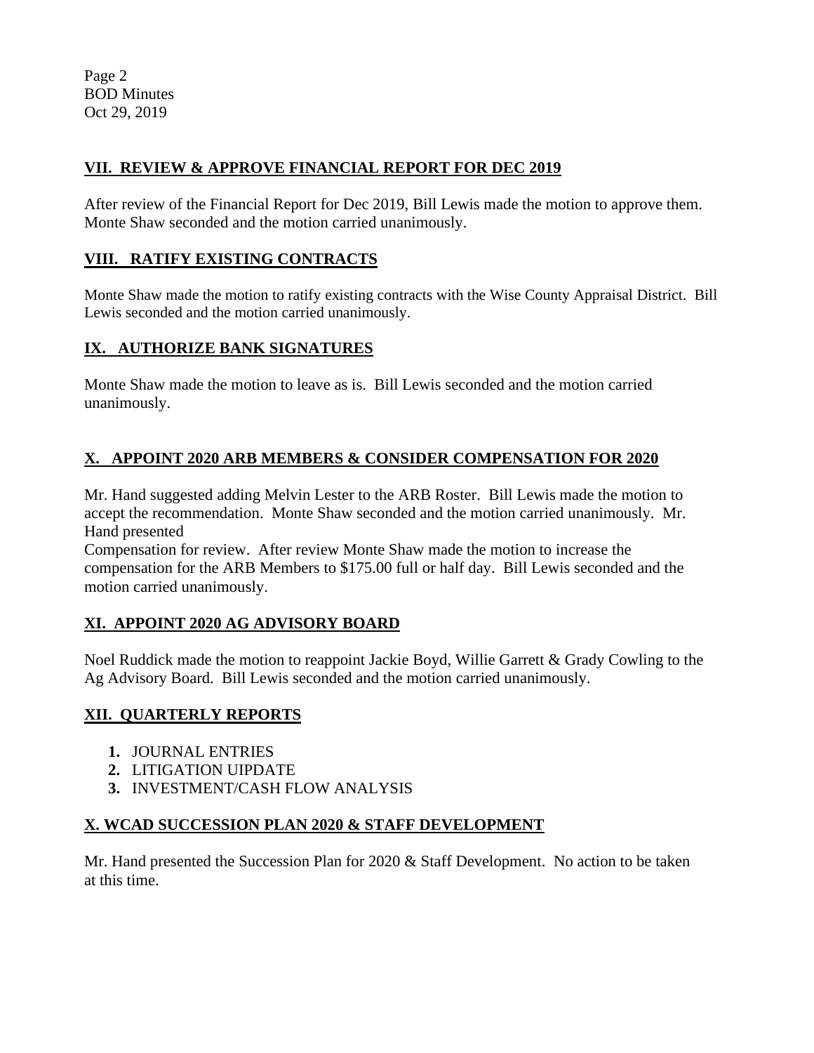Page 2
BOD Minutes
Oct 29, 2019

## VII. REVIEW & APPROVE FINANCIAL REPORT FOR DEC 2019

After review of the Financial Report for Dec 2019, Bill Lewis made the motion to approve them. Monte Shaw seconded and the motion carried unanimously.

## VIII. RATIFY EXISTING CONTRACTS

Monte Shaw made the motion to ratify existing contracts with the Wise County Appraisal District. Bill Lewis seconded and the motion carried unanimously.

## IX. AUTHORIZE BANK SIGNATURES

Monte Shaw made the motion to leave as is. Bill Lewis seconded and the motion carried unanimously.

## X. APPOINT 2020 ARB MEMBERS & CONSIDER COMPENSATION FOR 2020

Mr. Hand suggested adding Melvin Lester to the ARB Roster. Bill Lewis made the motion to accept the recommendation. Monte Shaw seconded and the motion carried unanimously. Mr. Hand presented
Compensation for review. After review Monte Shaw made the motion to increase the compensation for the ARB Members to $175.00 full or half day. Bill Lewis seconded and the motion carried unanimously.

## XI. APPOINT 2020 AG ADVISORY BOARD

Noel Ruddick made the motion to reappoint Jackie Boyd, Willie Garrett & Grady Cowling to the Ag Advisory Board. Bill Lewis seconded and the motion carried unanimously.

## XII. QUARTERLY REPORTS

1. JOURNAL ENTRIES
2. LITIGATION UIPDATE
3. INVESTMENT/CASH FLOW ANALYSIS

## X. WCAD SUCCESSION PLAN 2020 & STAFF DEVELOPMENT

Mr. Hand presented the Succession Plan for 2020 & Staff Development. No action to be taken at this time.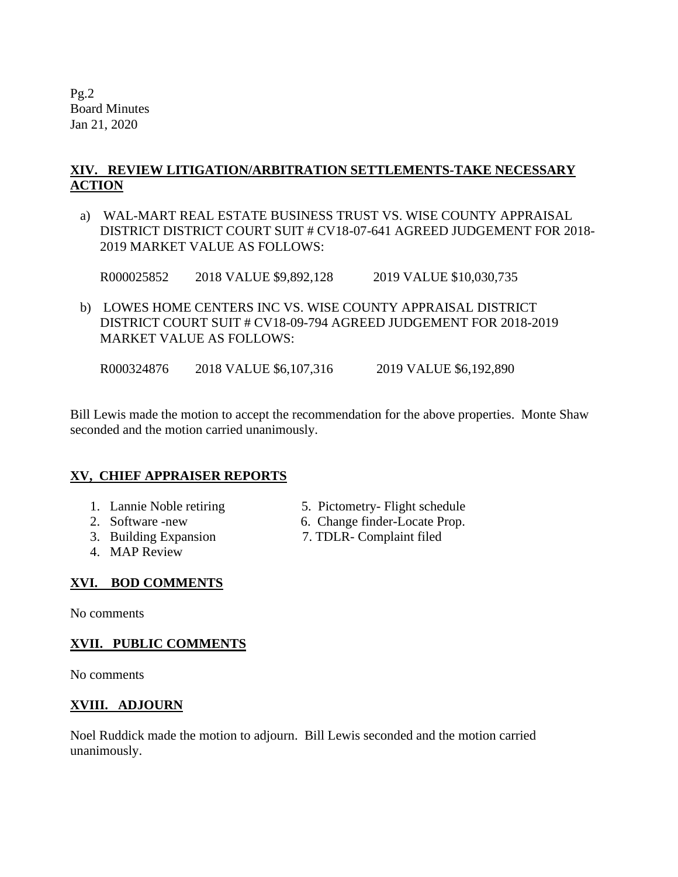Pg.2
Board Minutes
Jan 21, 2020

## XIV. REVIEW LITIGATION/ARBITRATION SETTLEMENTS-TAKE NECESSARY ACTION

a) WAL-MART REAL ESTATE BUSINESS TRUST VS. WISE COUNTY APPRAISAL DISTRICT DISTRICT COURT SUIT # CV18-07-641 AGREED JUDGEMENT FOR 2018-2019 MARKET VALUE AS FOLLOWS:

R000025852 2018 VALUE $9,892,128 2019 VALUE $10,030,735

b) LOWES HOME CENTERS INC VS. WISE COUNTY APPRAISAL DISTRICT DISTRICT COURT SUIT # CV18-09-794 AGREED JUDGEMENT FOR 2018-2019 MARKET VALUE AS FOLLOWS:

R000324876 2018 VALUE $6,107,316 2019 VALUE $6,192,890

Bill Lewis made the motion to accept the recommendation for the above properties. Monte Shaw seconded and the motion carried unanimously.

## XV, CHIEF APPRAISER REPORTS

1. Lannie Noble retiring
2. Software -new
3. Building Expansion
4. MAP Review
5. Pictometry- Flight schedule
6. Change finder-Locate Prop.
7. TDLR- Complaint filed

## XVI. BOD COMMENTS

No comments

## XVII. PUBLIC COMMENTS

No comments

## XVIII. ADJOURN

Noel Ruddick made the motion to adjourn. Bill Lewis seconded and the motion carried unanimously.